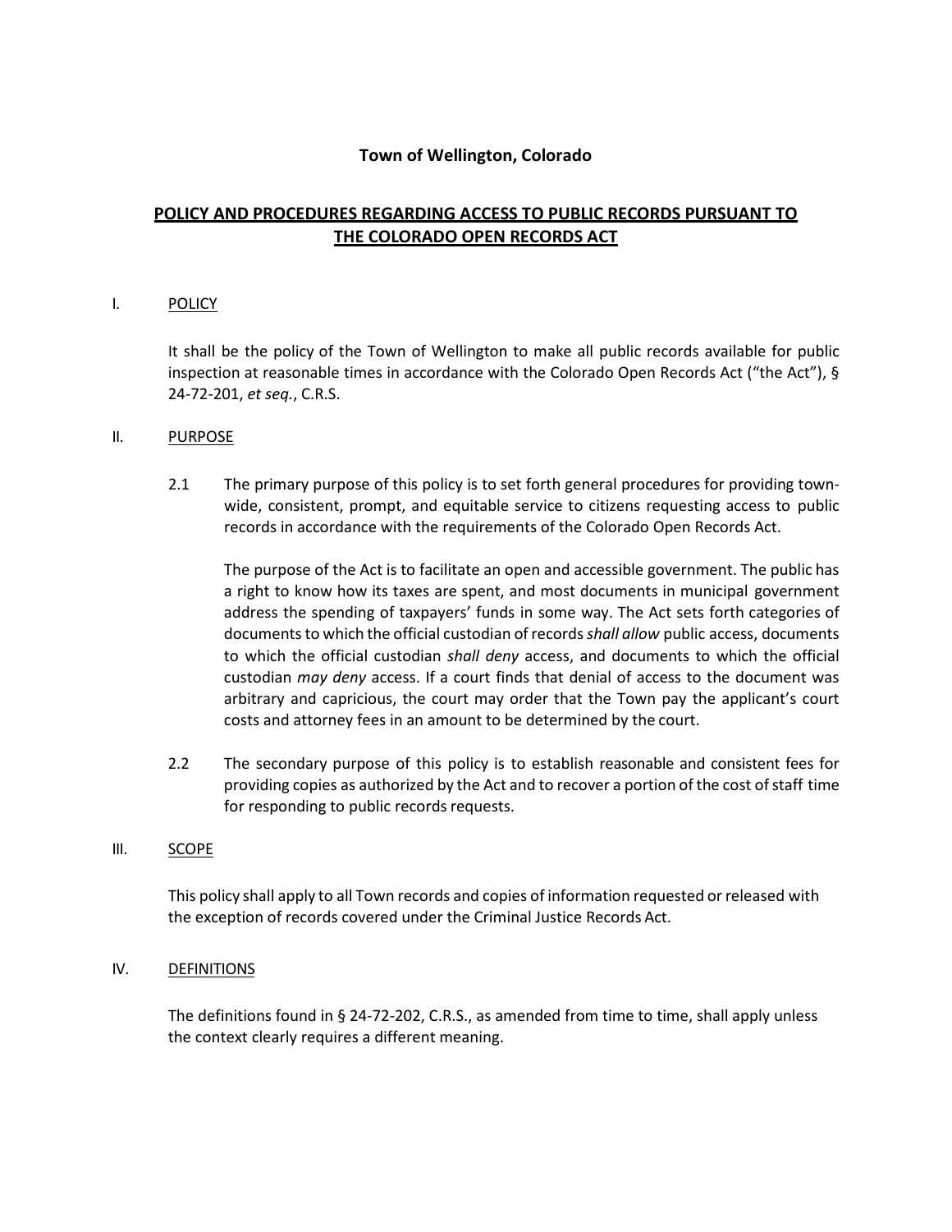**Town of Wellington, Colorado**

# POLICY AND PROCEDURES REGARDING ACCESS TO PUBLIC RECORDS PURSUANT TO THE COLORADO OPEN RECORDS ACT

## I. POLICY

It shall be the policy of the Town of Wellington to make all public records available for public inspection at reasonable times in accordance with the Colorado Open Records Act ("the Act"), § 24-72-201, *et seq.*, C.R.S.

## II. PURPOSE

2.1 The primary purpose of this policy is to set forth general procedures for providing town-wide, consistent, prompt, and equitable service to citizens requesting access to public records in accordance with the requirements of the Colorado Open Records Act.

The purpose of the Act is to facilitate an open and accessible government. The public has a right to know how its taxes are spent, and most documents in municipal government address the spending of taxpayers' funds in some way. The Act sets forth categories of documents to which the official custodian of records *shall allow* public access, documents to which the official custodian *shall deny* access, and documents to which the official custodian *may deny* access. If a court finds that denial of access to the document was arbitrary and capricious, the court may order that the Town pay the applicant's court costs and attorney fees in an amount to be determined by the court.

2.2 The secondary purpose of this policy is to establish reasonable and consistent fees for providing copies as authorized by the Act and to recover a portion of the cost of staff time for responding to public records requests.

## III. SCOPE

This policy shall apply to all Town records and copies of information requested or released with the exception of records covered under the Criminal Justice Records Act.

## IV. DEFINITIONS

The definitions found in § 24-72-202, C.R.S., as amended from time to time, shall apply unless the context clearly requires a different meaning.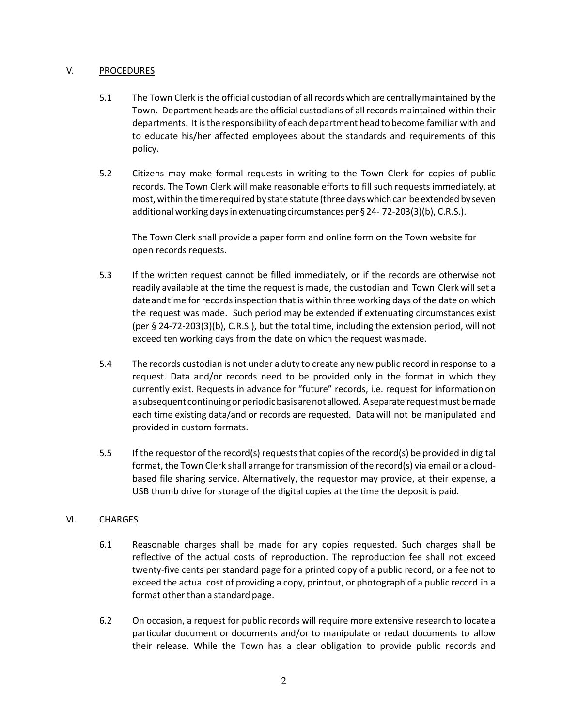## V. PROCEDURES

5.1 The Town Clerk is the official custodian of all records which are centrally maintained by the Town. Department heads are the official custodians of all records maintained within their departments. It is the responsibility of each department head to become familiar with and to educate his/her affected employees about the standards and requirements of this policy.

5.2 Citizens may make formal requests in writing to the Town Clerk for copies of public records. The Town Clerk will make reasonable efforts to fill such requests immediately, at most, within the time required by state statute (three days which can be extended by seven additional working days in extenuating circumstances per § 24- 72-203(3)(b), C.R.S.).

The Town Clerk shall provide a paper form and online form on the Town website for open records requests.

5.3 If the written request cannot be filled immediately, or if the records are otherwise not readily available at the time the request is made, the custodian and Town Clerk will set a date and time for records inspection that is within three working days of the date on which the request was made. Such period may be extended if extenuating circumstances exist (per § 24-72-203(3)(b), C.R.S.), but the total time, including the extension period, will not exceed ten working days from the date on which the request was made.

5.4 The records custodian is not under a duty to create any new public record in response to a request. Data and/or records need to be provided only in the format in which they currently exist. Requests in advance for "future" records, i.e. request for information on a subsequent continuing or periodic basis are not allowed. A separate request must be made each time existing data/and or records are requested. Data will not be manipulated and provided in custom formats.

5.5 If the requestor of the record(s) requests that copies of the record(s) be provided in digital format, the Town Clerk shall arrange for transmission of the record(s) via email or a cloud-based file sharing service. Alternatively, the requestor may provide, at their expense, a USB thumb drive for storage of the digital copies at the time the deposit is paid.

## VI. CHARGES

6.1 Reasonable charges shall be made for any copies requested. Such charges shall be reflective of the actual costs of reproduction. The reproduction fee shall not exceed twenty-five cents per standard page for a printed copy of a public record, or a fee not to exceed the actual cost of providing a copy, printout, or photograph of a public record in a format other than a standard page.

6.2 On occasion, a request for public records will require more extensive research to locate a particular document or documents and/or to manipulate or redact documents to allow their release. While the Town has a clear obligation to provide public records and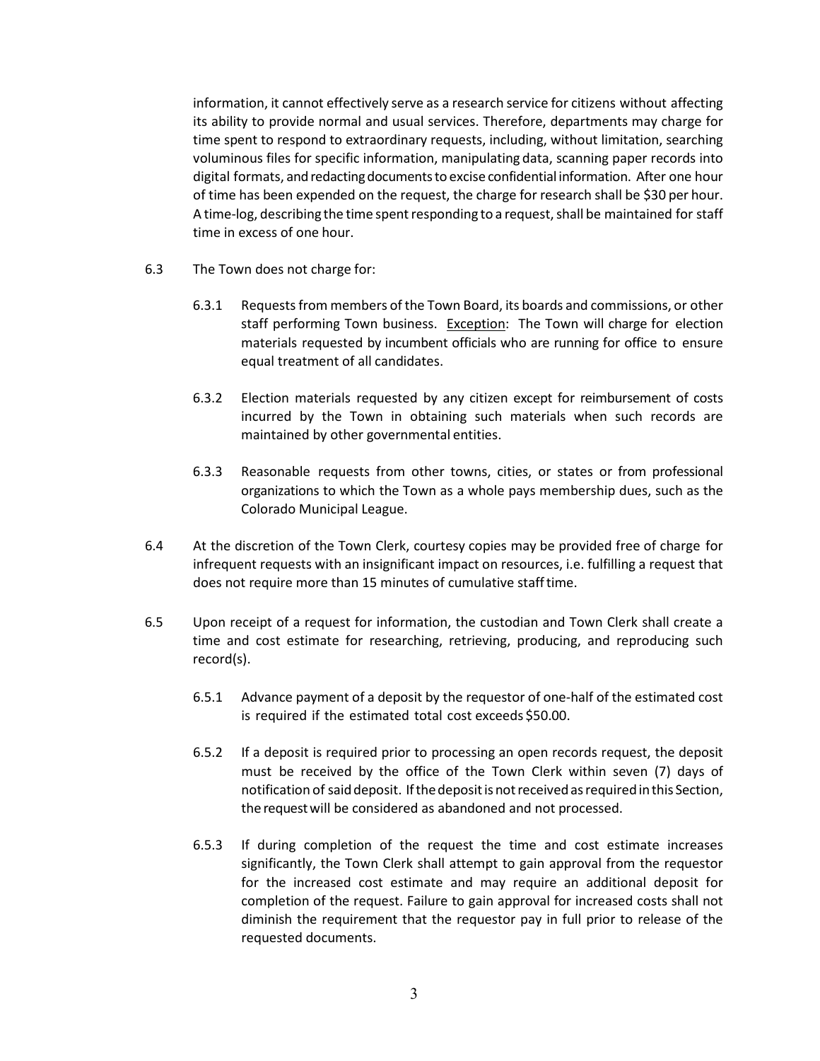information, it cannot effectively serve as a research service for citizens without affecting its ability to provide normal and usual services. Therefore, departments may charge for time spent to respond to extraordinary requests, including, without limitation, searching voluminous files for specific information, manipulating data, scanning paper records into digital formats, and redacting documents to excise confidential information. After one hour of time has been expended on the request, the charge for research shall be $30 per hour. A time-log, describing the time spent responding to a request, shall be maintained for staff time in excess of one hour.

6.3 The Town does not charge for:

6.3.1 Requests from members of the Town Board, its boards and commissions, or other staff performing Town business. Exception: The Town will charge for election materials requested by incumbent officials who are running for office to ensure equal treatment of all candidates.

6.3.2 Election materials requested by any citizen except for reimbursement of costs incurred by the Town in obtaining such materials when such records are maintained by other governmental entities.

6.3.3 Reasonable requests from other towns, cities, or states or from professional organizations to which the Town as a whole pays membership dues, such as the Colorado Municipal League.

6.4 At the discretion of the Town Clerk, courtesy copies may be provided free of charge for infrequent requests with an insignificant impact on resources, i.e. fulfilling a request that does not require more than 15 minutes of cumulative staff time.

6.5 Upon receipt of a request for information, the custodian and Town Clerk shall create a time and cost estimate for researching, retrieving, producing, and reproducing such record(s).

6.5.1 Advance payment of a deposit by the requestor of one-half of the estimated cost is required if the estimated total cost exceeds $50.00.

6.5.2 If a deposit is required prior to processing an open records request, the deposit must be received by the office of the Town Clerk within seven (7) days of notification of said deposit. If the deposit is not received as required in this Section, the request will be considered as abandoned and not processed.

6.5.3 If during completion of the request the time and cost estimate increases significantly, the Town Clerk shall attempt to gain approval from the requestor for the increased cost estimate and may require an additional deposit for completion of the request. Failure to gain approval for increased costs shall not diminish the requirement that the requestor pay in full prior to release of the requested documents.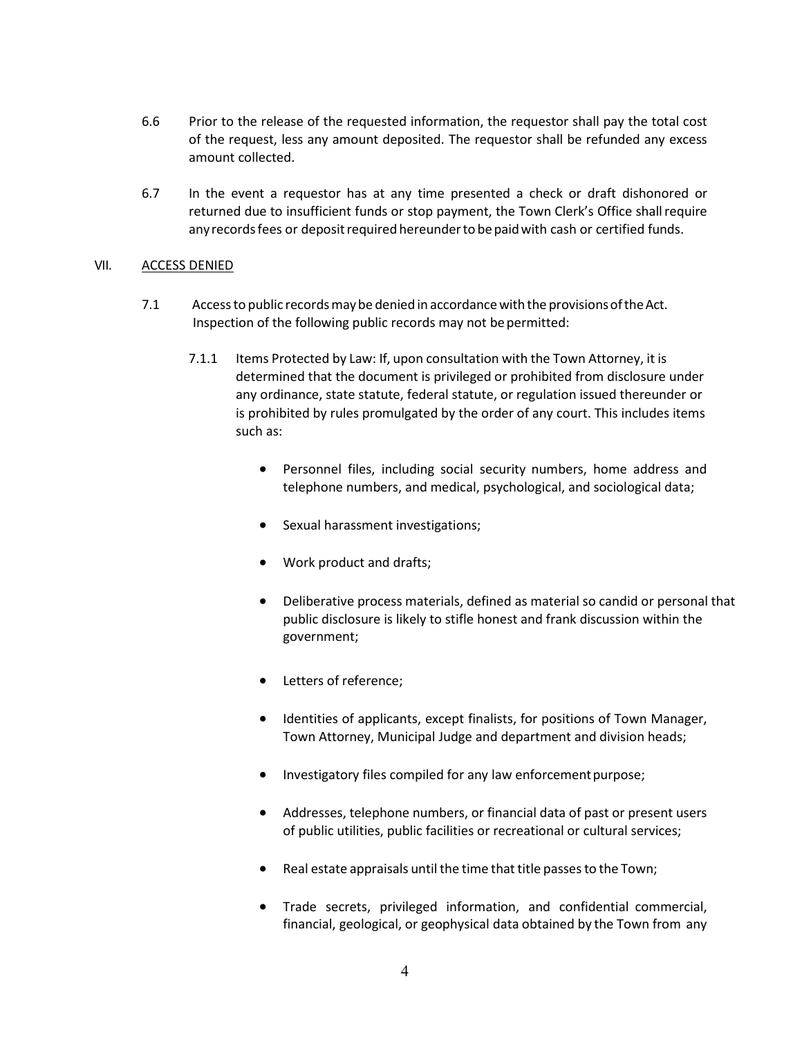6.6 Prior to the release of the requested information, the requestor shall pay the total cost of the request, less any amount deposited. The requestor shall be refunded any excess amount collected.

6.7 In the event a requestor has at any time presented a check or draft dishonored or returned due to insufficient funds or stop payment, the Town Clerk's Office shall require any records fees or deposit required hereunder to be paid with cash or certified funds.

## VII. <u>ACCESS DENIED</u>

7.1 Access to public records may be denied in accordance with the provisions of the Act. Inspection of the following public records may not be permitted:

7.1.1 Items Protected by Law: If, upon consultation with the Town Attorney, it is determined that the document is privileged or prohibited from disclosure under any ordinance, state statute, federal statute, or regulation issued thereunder or is prohibited by rules promulgated by the order of any court. This includes items such as:

- Personnel files, including social security numbers, home address and telephone numbers, and medical, psychological, and sociological data;
- Sexual harassment investigations;
- Work product and drafts;
- Deliberative process materials, defined as material so candid or personal that public disclosure is likely to stifle honest and frank discussion within the government;
- Letters of reference;
- Identities of applicants, except finalists, for positions of Town Manager, Town Attorney, Municipal Judge and department and division heads;
- Investigatory files compiled for any law enforcement purpose;
- Addresses, telephone numbers, or financial data of past or present users of public utilities, public facilities or recreational or cultural services;
- Real estate appraisals until the time that title passes to the Town;
- Trade secrets, privileged information, and confidential commercial, financial, geological, or geophysical data obtained by the Town from any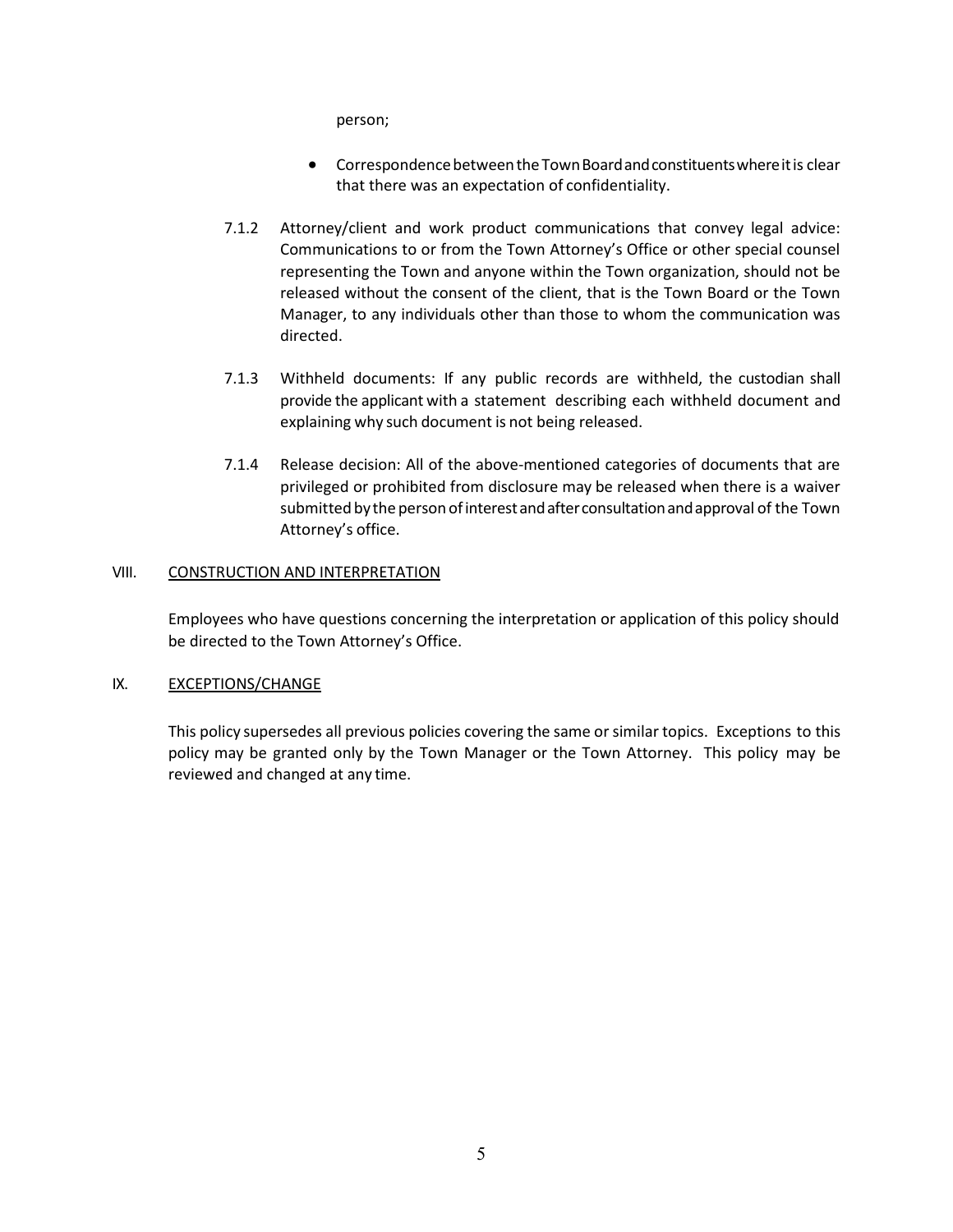person;

- Correspondence between the Town Board and constituents where it is clear that there was an expectation of confidentiality.

7.1.2 Attorney/client and work product communications that convey legal advice: Communications to or from the Town Attorney's Office or other special counsel representing the Town and anyone within the Town organization, should not be released without the consent of the client, that is the Town Board or the Town Manager, to any individuals other than those to whom the communication was directed.

7.1.3 Withheld documents: If any public records are withheld, the custodian shall provide the applicant with a statement describing each withheld document and explaining why such document is not being released.

7.1.4 Release decision: All of the above-mentioned categories of documents that are privileged or prohibited from disclosure may be released when there is a waiver submitted by the person of interest and after consultation and approval of the Town Attorney's office.

## VIII. CONSTRUCTION AND INTERPRETATION

Employees who have questions concerning the interpretation or application of this policy should be directed to the Town Attorney's Office.

## IX. EXCEPTIONS/CHANGE

This policy supersedes all previous policies covering the same or similar topics. Exceptions to this policy may be granted only by the Town Manager or the Town Attorney. This policy may be reviewed and changed at any time.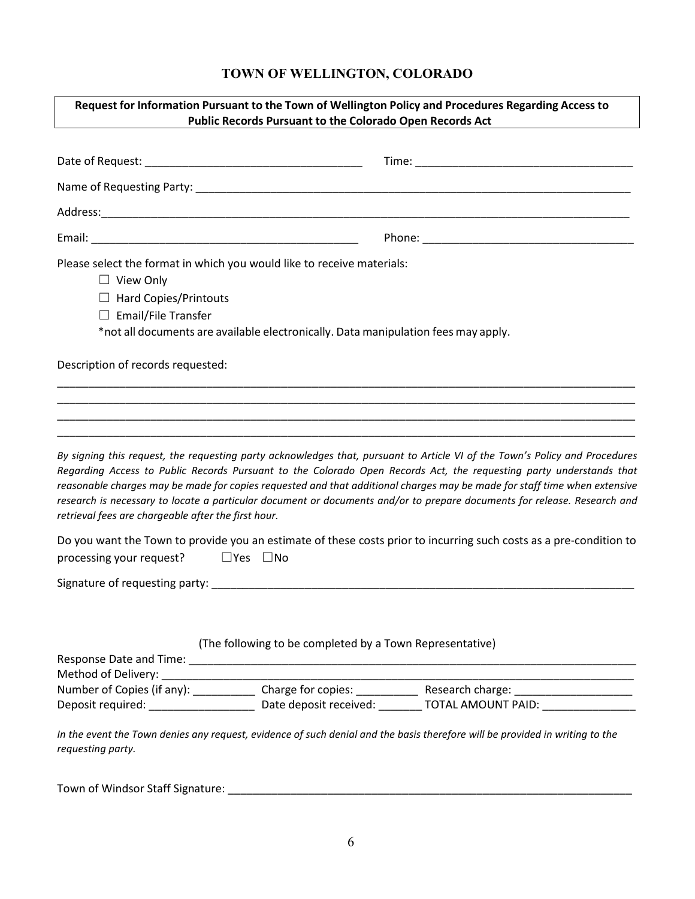# TOWN OF WELLINGTON, COLORADO

**Request for Information Pursuant to the Town of Wellington Policy and Procedures Regarding Access to Public Records Pursuant to the Colorado Open Records Act**

Date of Request: ___________________________________ Time: ___________________________________

Name of Requesting Party: ___________________________________________________________________________

Address: ___________________________________________________________________________________________

Email: ____________________________________________ Phone: __________________________________

Please select the format in which you would like to receive materials:

- ☐ View Only
- ☐ Hard Copies/Printouts
- ☐ Email/File Transfer

\*not all documents are available electronically. Data manipulation fees may apply.

Description of records requested:

______________________________________________________________________________________________
______________________________________________________________________________________________
______________________________________________________________________________________________
______________________________________________________________________________________________

*By signing this request, the requesting party acknowledges that, pursuant to Article VI of the Town's Policy and Procedures Regarding Access to Public Records Pursuant to the Colorado Open Records Act, the requesting party understands that reasonable charges may be made for copies requested and that additional charges may be made for staff time when extensive research is necessary to locate a particular document or documents and/or to prepare documents for release. Research and retrieval fees are chargeable after the first hour.*

Do you want the Town to provide you an estimate of these costs prior to incurring such costs as a pre-condition to processing your request? ☐Yes ☐No

Signature of requesting party: _____________________________________________________________________

(The following to be completed by a Town Representative)

Response Date and Time: ___________________________________________________________________________

Method of Delivery: _______________________________________________________________________________

Number of Copies (if any): __________ Charge for copies: __________ Research charge: ___________________

Deposit required: _________________ Date deposit received: _______ TOTAL AMOUNT PAID: _______________

*In the event the Town denies any request, evidence of such denial and the basis therefore will be provided in writing to the requesting party.*

Town of Windsor Staff Signature: ___________________________________________________________________